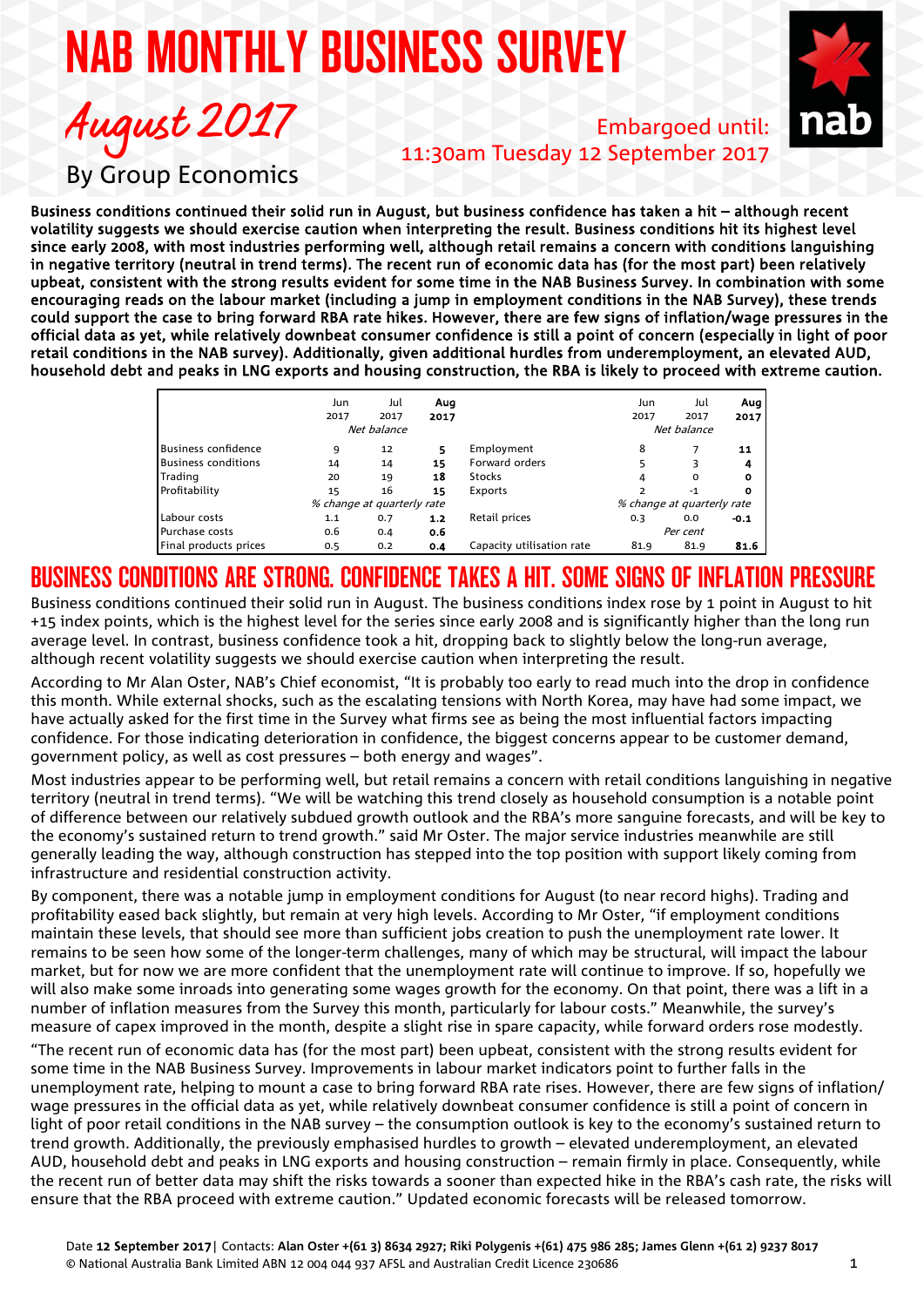# NAB MONTHLY BUSINESS SURVEY

## August 2017

By Group Economics

Embargoed until: 11:30am Tuesday 12 September 2017

**Business conditions continued their solid run in August, but business confidence has taken a hit – although recent volatility suggests we should exercise caution when interpreting the result. Business conditions hit its highest level since early 2008, with most industries performing well, although retail remains a concern with conditions languishing in negative territory (neutral in trend terms). The recent run of economic data has (for the most part) been relatively upbeat, consistent with the strong results evident for some time in the NAB Business Survey. In combination with some encouraging reads on the labour market (including a jump in employment conditions in the NAB Survey), these trends could support the case to bring forward RBA rate hikes. However, there are few signs of inflation/wage pressures in the official data as yet, while relatively downbeat consumer confidence is still a point of concern (especially in light of poor retail conditions in the NAB survey). Additionally, given additional hurdles from underemployment, an elevated AUD, household debt and peaks in LNG exports and housing construction, the RBA is likely to proceed with extreme caution.**

| | Jun 2017 | Jul 2017 | **Aug 2017** | | Jun 2017 | Jul 2017 | **Aug 2017** |
|---|---|---|---|---|---|---|---|
| | *Net balance* | | | | *Net balance* | | |
| Business confidence | 9 | 12 | **5** | Employment | 8 | 7 | **11** |
| Business conditions | 14 | 14 | **15** | Forward orders | 5 | 3 | **4** |
| Trading | 20 | 19 | **18** | Stocks | 4 | 0 | **0** |
| Profitability | 15 | 16 | **15** | Exports | 2 | -1 | **0** |
| | *% change at quarterly rate* | | | | *% change at quarterly rate* | | |
| Labour costs | 1.1 | 0.7 | **1.2** | Retail prices | 0.3 | 0.0 | **-0.1** |
| Purchase costs | 0.6 | 0.4 | **0.6** | | *Per cent* | | |
| Final products prices | 0.5 | 0.2 | **0.4** | Capacity utilisation rate | 81.9 | 81.9 | **81.6** |

## BUSINESS CONDITIONS ARE STRONG. CONFIDENCE TAKES A HIT. SOME SIGNS OF INFLATION PRESSURE

Business conditions continued their solid run in August. The business conditions index rose by 1 point in August to hit +15 index points, which is the highest level for the series since early 2008 and is significantly higher than the long run average level. In contrast, business confidence took a hit, dropping back to slightly below the long-run average, although recent volatility suggests we should exercise caution when interpreting the result.

According to Mr Alan Oster, NAB's Chief economist, "It is probably too early to read much into the drop in confidence this month. While external shocks, such as the escalating tensions with North Korea, may have had some impact, we have actually asked for the first time in the Survey what firms see as being the most influential factors impacting confidence. For those indicating deterioration in confidence, the biggest concerns appear to be customer demand, government policy, as well as cost pressures – both energy and wages".

Most industries appear to be performing well, but retail remains a concern with retail conditions languishing in negative territory (neutral in trend terms). "We will be watching this trend closely as household consumption is a notable point of difference between our relatively subdued growth outlook and the RBA's more sanguine forecasts, and will be key to the economy's sustained return to trend growth." said Mr Oster. The major service industries meanwhile are still generally leading the way, although construction has stepped into the top position with support likely coming from infrastructure and residential construction activity.

By component, there was a notable jump in employment conditions for August (to near record highs). Trading and profitability eased back slightly, but remain at very high levels. According to Mr Oster, "if employment conditions maintain these levels, that should see more than sufficient jobs creation to push the unemployment rate lower. It remains to be seen how some of the longer-term challenges, many of which may be structural, will impact the labour market, but for now we are more confident that the unemployment rate will continue to improve. If so, hopefully we will also make some inroads into generating some wages growth for the economy. On that point, there was a lift in a number of inflation measures from the Survey this month, particularly for labour costs." Meanwhile, the survey's measure of capex improved in the month, despite a slight rise in spare capacity, while forward orders rose modestly.

"The recent run of economic data has (for the most part) been upbeat, consistent with the strong results evident for some time in the NAB Business Survey. Improvements in labour market indicators point to further falls in the unemployment rate, helping to mount a case to bring forward RBA rate rises. However, there are few signs of inflation/wage pressures in the official data as yet, while relatively downbeat consumer confidence is still a point of concern in light of poor retail conditions in the NAB survey – the consumption outlook is key to the economy's sustained return to trend growth. Additionally, the previously emphasised hurdles to growth – elevated underemployment, an elevated AUD, household debt and peaks in LNG exports and housing construction – remain firmly in place. Consequently, while the recent run of better data may shift the risks towards a sooner than expected hike in the RBA's cash rate, the risks will ensure that the RBA proceed with extreme caution." Updated economic forecasts will be released tomorrow.

Date **12 September 2017** | Contacts: **Alan Oster +(61 3) 8634 2927; Riki Polygenis +(61) 475 986 285; James Glenn +(61 2) 9237 8017**
© National Australia Bank Limited ABN 12 004 044 937 AFSL and Australian Credit Licence 230686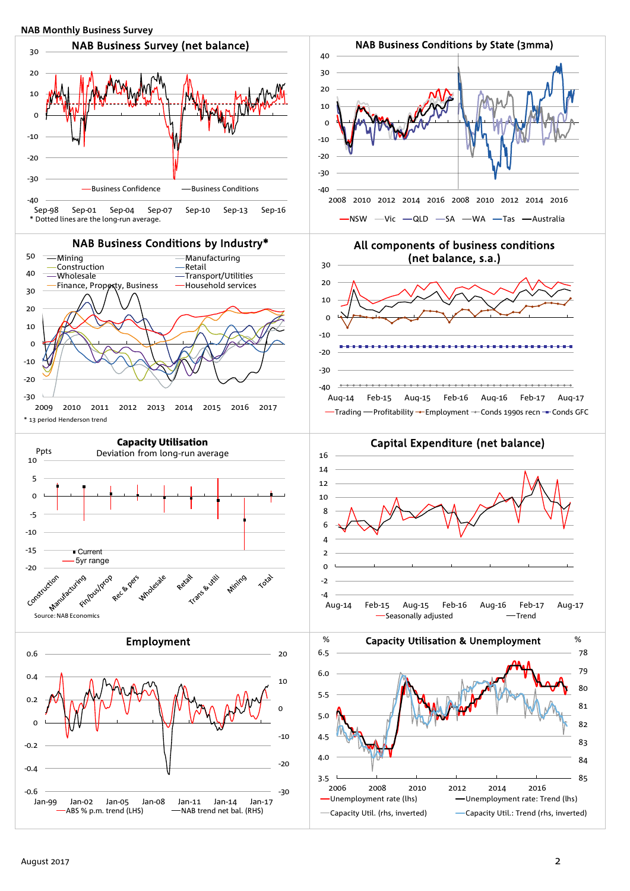NAB Monthly Business Survey

## NAB Business Survey (net balance)

30, 20, 10, 0, -10, -20, -30, -40

Business Confidence — Business Conditions

Sep-98 Sep-01 Sep-04 Sep-07 Sep-10 Sep-13 Sep-16

\* Dotted lines are the long-run average.

## NAB Business Conditions by State (3mma)

40, 30, 20, 10, 0, -10, -20, -30, -40

2008 2010 2012 2014 2016 2008 2010 2012 2014 2016

NSW — Vic — QLD — SA — WA — Tas — Australia

## NAB Business Conditions by Industry*

50, 40, 30, 20, 10, 0, -10, -20, -30

Mining, Manufacturing, Construction, Retail, Wholesale, Transport/Utilities, Finance, Property, Business, Household services

2009 2010 2011 2012 2013 2014 2015 2016 2017

\* 13 period Henderson trend

## All components of business conditions (net balance, s.a.)

30, 20, 10, 0, -10, -20, -30, -40

Aug-14 Feb-15 Aug-15 Feb-16 Aug-16 Feb-17 Aug-17

Trading — Profitability — Employment — Conds 1990s recn — Conds GFC

## Capacity Utilisation
Deviation from long-run average

Ppts

10, 5, 0, -5, -10, -15, -20

Current, 5yr range

Construction, Manufacturing, Fin/bus/prop, Rec & pers, Wholesale, Retail, Trans & utili, Mining, Total

Source: NAB Economics

## Capital Expenditure (net balance)

16, 14, 12, 10, 8, 6, 4, 2, 0, -2, -4

Aug-14 Feb-15 Aug-15 Feb-16 Aug-16 Feb-17 Aug-17

Seasonally adjusted — Trend

## Employment

0.6, 0.4, 0.2, 0, -0.2, -0.4, -0.6 (LHS); 20, 10, 0, -10, -20, -30 (RHS)

Jan-99 Jan-02 Jan-05 Jan-08 Jan-11 Jan-14 Jan-17

ABS % p.m. trend (LHS) — NAB trend net bal. (RHS)

## Capacity Utilisation & Unemployment

% 6.5, 6.0, 5.5, 5.0, 4.5, 4.0, 3.5 (lhs); % 78, 79, 80, 81, 82, 83, 84, 85 (rhs)

2006 2008 2010 2012 2014 2016

Unemployment rate (lhs) — Unemployment rate: Trend (lhs) — Capacity Util. (rhs, inverted) — Capacity Util.: Trend (rhs, inverted)

August 2017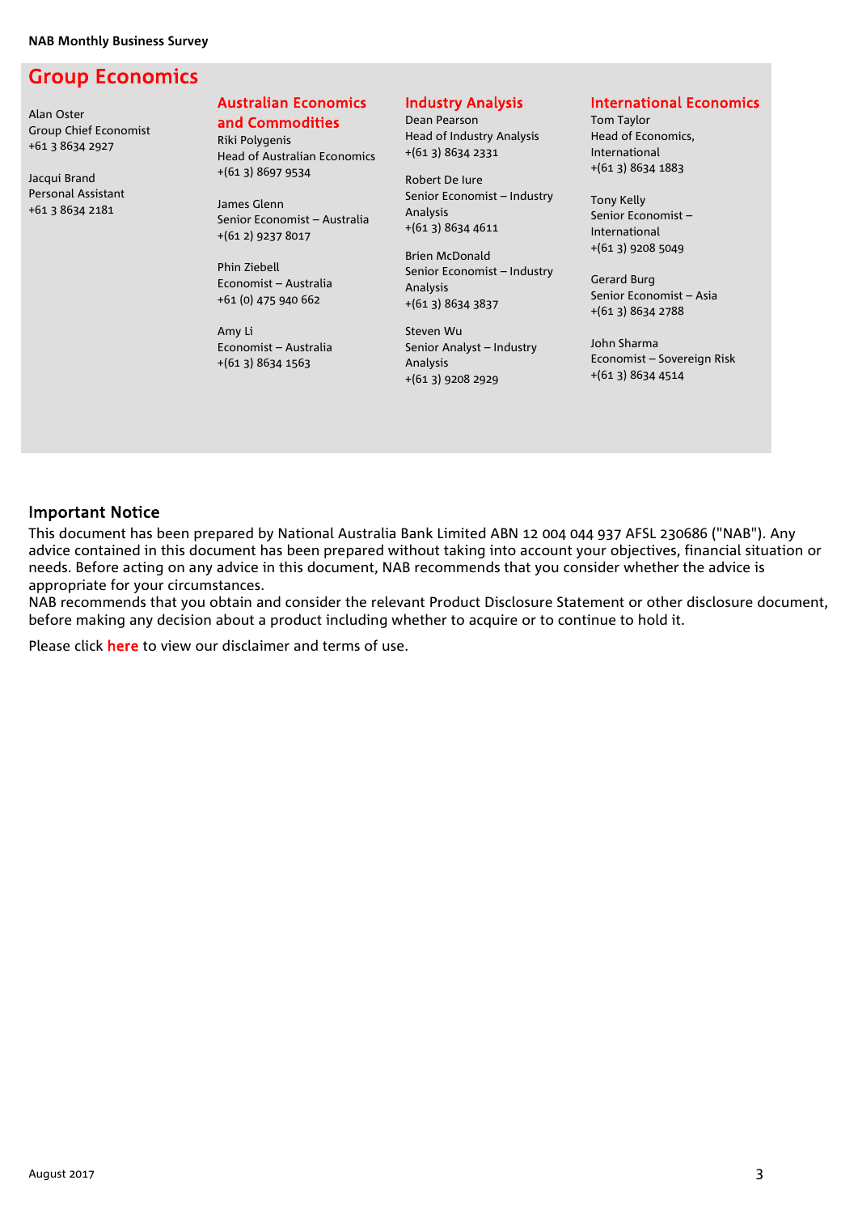# Group Economics

Alan Oster
Group Chief Economist
+61 3 8634 2927

Jacqui Brand
Personal Assistant
+61 3 8634 2181

## Australian Economics and Commodities

Riki Polygenis
Head of Australian Economics
+(61 3) 8697 9534

James Glenn
Senior Economist – Australia
+(61 2) 9237 8017

Phin Ziebell
Economist – Australia
+61 (0) 475 940 662

Amy Li
Economist – Australia
+(61 3) 8634 1563

## Industry Analysis

Dean Pearson
Head of Industry Analysis
+(61 3) 8634 2331

Robert De Iure
Senior Economist – Industry Analysis
+(61 3) 8634 4611

Brien McDonald
Senior Economist – Industry Analysis
+(61 3) 8634 3837

Steven Wu
Senior Analyst – Industry Analysis
+(61 3) 9208 2929

## International Economics

Tom Taylor
Head of Economics, International
+(61 3) 8634 1883

Tony Kelly
Senior Economist – International
+(61 3) 9208 5049

Gerard Burg
Senior Economist – Asia
+(61 3) 8634 2788

John Sharma
Economist – Sovereign Risk
+(61 3) 8634 4514

## Important Notice

This document has been prepared by National Australia Bank Limited ABN 12 004 044 937 AFSL 230686 ("NAB"). Any advice contained in this document has been prepared without taking into account your objectives, financial situation or needs. Before acting on any advice in this document, NAB recommends that you consider whether the advice is appropriate for your circumstances.
NAB recommends that you obtain and consider the relevant Product Disclosure Statement or other disclosure document, before making any decision about a product including whether to acquire or to continue to hold it.

Please click here to view our disclaimer and terms of use.